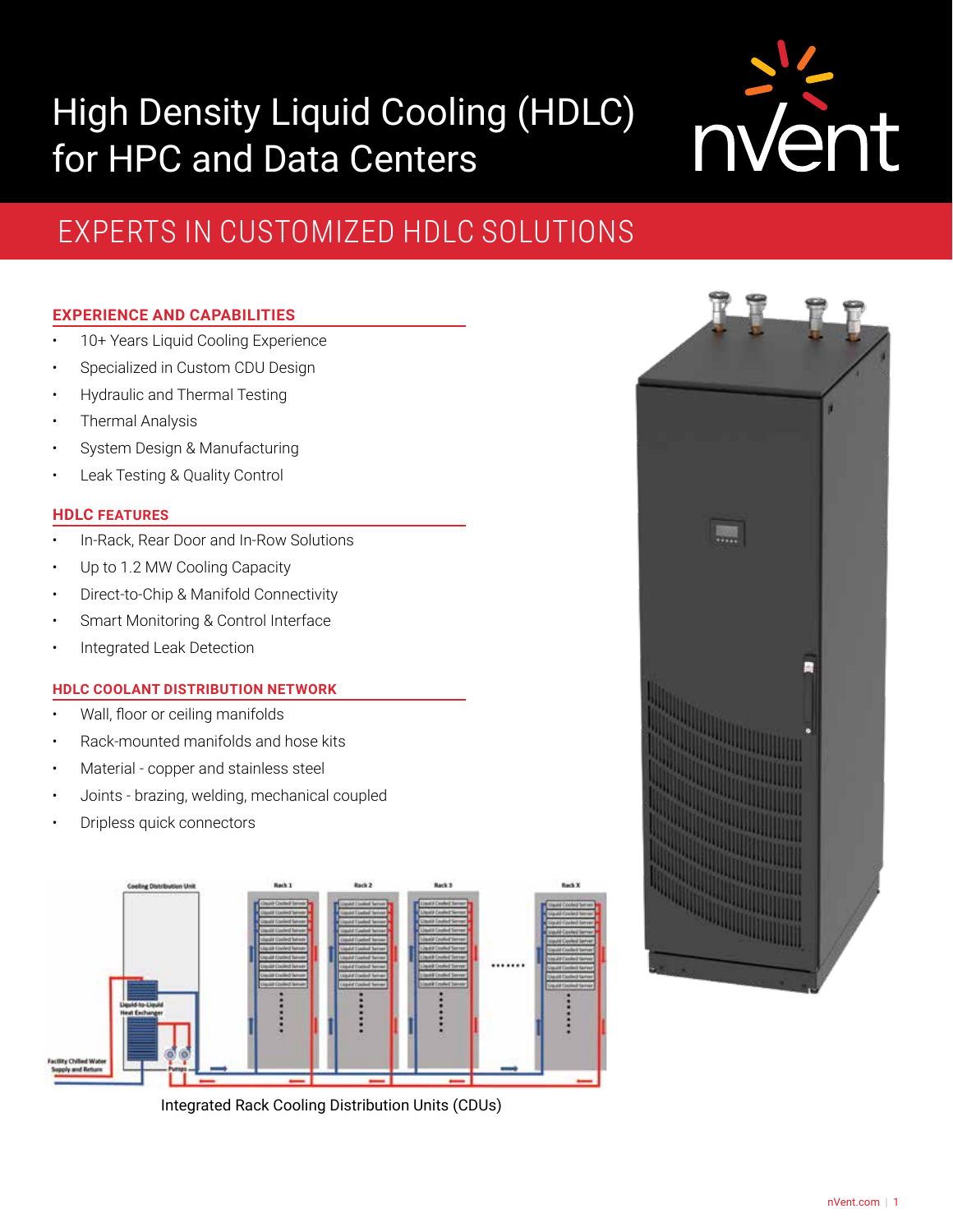# High Density Liquid Cooling (HDLC) for HPC and Data Centers

## EXPERTS IN CUSTOMIZED HDLC SOLUTIONS

### EXPERIENCE AND CAPABILITIES

- 10+ Years Liquid Cooling Experience
- Specialized in Custom CDU Design
- Hydraulic and Thermal Testing
- Thermal Analysis
- System Design & Manufacturing
- Leak Testing & Quality Control

### HDLC FEATURES

- In-Rack, Rear Door and In-Row Solutions
- Up to 1.2 MW Cooling Capacity
- Direct-to-Chip & Manifold Connectivity
- Smart Monitoring & Control Interface
- Integrated Leak Detection

### HDLC COOLANT DISTRIBUTION NETWORK

- Wall, floor or ceiling manifolds
- Rack-mounted manifolds and hose kits
- Material - copper and stainless steel
- Joints - brazing, welding, mechanical coupled
- Dripless quick connectors

Integrated Rack Cooling Distribution Units (CDUs)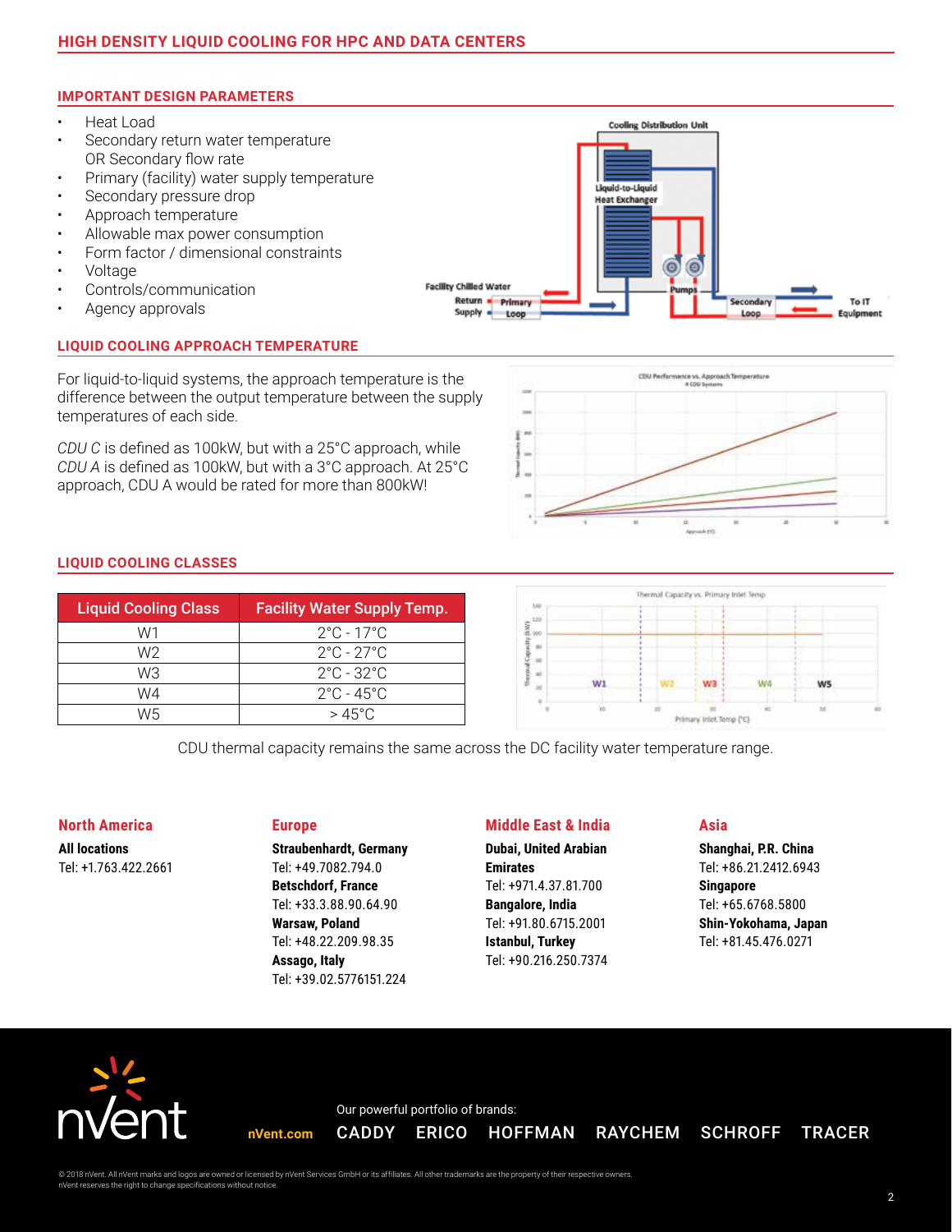## HIGH DENSITY LIQUID COOLING FOR HPC AND DATA CENTERS

### IMPORTANT DESIGN PARAMETERS

- Heat Load
- Secondary return water temperature
  OR Secondary flow rate
- Primary (facility) water supply temperature
- Secondary pressure drop
- Approach temperature
- Allowable max power consumption
- Form factor / dimensional constraints
- Voltage
- Controls/communication
- Agency approvals

Cooling Distribution Unit

Liquid-to-Liquid Heat Exchanger

Pumps

Facility Chilled Water

Return

Supply

Primary Loop

Secondary Loop

To IT Equipment

### LIQUID COOLING APPROACH TEMPERATURE

For liquid-to-liquid systems, the approach temperature is the difference between the output temperature between the supply temperatures of each side.

*CDU C* is defined as 100kW, but with a 25°C approach, while *CDU A* is defined as 100kW, but with a 3°C approach. At 25°C approach, CDU A would be rated for more than 800kW!

CDU Performance vs. Approach Temperature

4 CDU Systems

### LIQUID COOLING CLASSES

| Liquid Cooling Class | Facility Water Supply Temp. |
|---|---|
| W1 | 2°C - 17°C |
| W2 | 2°C - 27°C |
| W3 | 2°C - 32°C |
| W4 | 2°C - 45°C |
| W5 | > 45°C |

Thermal Capacity vs. Primary Inlet Temp

W1 W2 W3 W4 W5

Primary Inlet Temp (°C)

CDU thermal capacity remains the same across the DC facility water temperature range.

**North America**

**All locations**
Tel: +1.763.422.2661

**Europe**

**Straubenhardt, Germany**
Tel: +49.7082.794.0
**Betschdorf, France**
Tel: +33.3.88.90.64.90
**Warsaw, Poland**
Tel: +48.22.209.98.35
**Assago, Italy**
Tel: +39.02.5776151.224

**Middle East & India**

**Dubai, United Arabian Emirates**
Tel: +971.4.37.81.700
**Bangalore, India**
Tel: +91.80.6715.2001
**Istanbul, Turkey**
Tel: +90.216.250.7374

**Asia**

**Shanghai, P.R. China**
Tel: +86.21.2412.6943
**Singapore**
Tel: +65.6768.5800
**Shin-Yokohama, Japan**
Tel: +81.45.476.0271

nVent

nVent.com

Our powerful portfolio of brands:

CADDY ERICO HOFFMAN RAYCHEM SCHROFF TRACER

© 2018 nVent. All nVent marks and logos are owned or licensed by nVent Services GmbH or its affiliates. All other trademarks are the property of their respective owners.
nVent reserves the right to change specifications without notice.